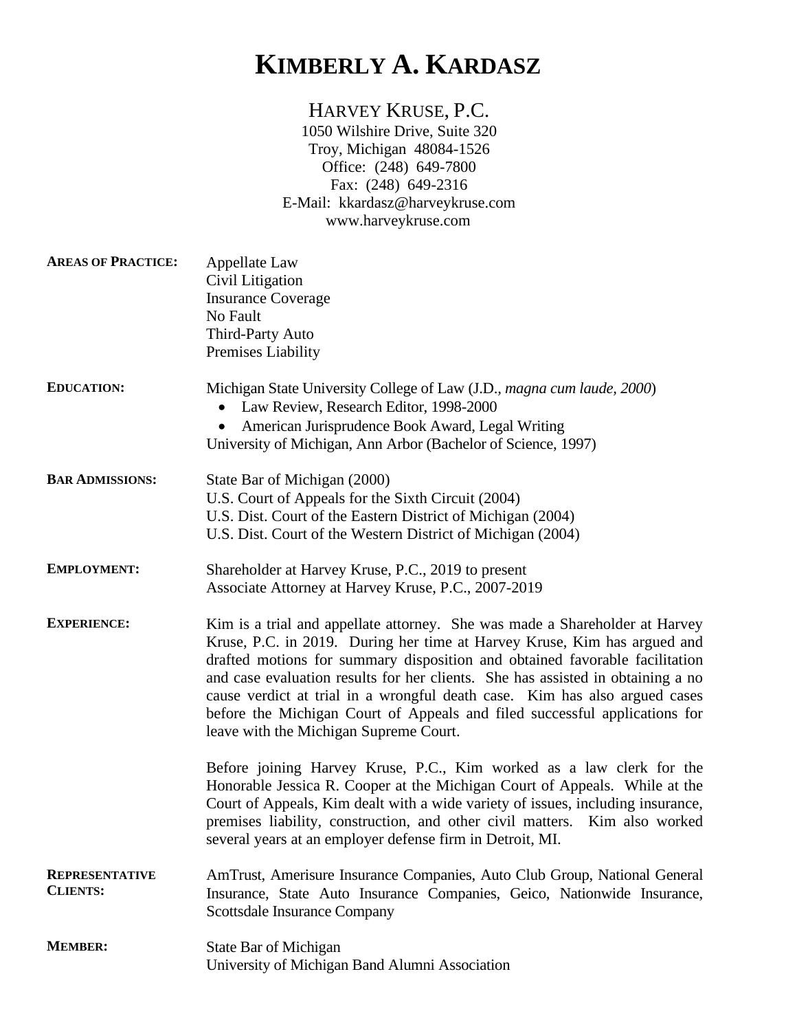# KIMBERLY A. KARDASZ

HARVEY KRUSE, P.C.
1050 Wilshire Drive, Suite 320
Troy, Michigan 48084-1526
Office: (248) 649-7800
Fax: (248) 649-2316
E-Mail: kkardasz@harveykruse.com
www.harveykruse.com

**AREAS OF PRACTICE:**

Appellate Law
Civil Litigation
Insurance Coverage
No Fault
Third-Party Auto
Premises Liability

**EDUCATION:**

Michigan State University College of Law (J.D., *magna cum laude, 2000*)

- Law Review, Research Editor, 1998-2000
- American Jurisprudence Book Award, Legal Writing

University of Michigan, Ann Arbor (Bachelor of Science, 1997)

**BAR ADMISSIONS:**

State Bar of Michigan (2000)
U.S. Court of Appeals for the Sixth Circuit (2004)
U.S. Dist. Court of the Eastern District of Michigan (2004)
U.S. Dist. Court of the Western District of Michigan (2004)

**EMPLOYMENT:**

Shareholder at Harvey Kruse, P.C., 2019 to present
Associate Attorney at Harvey Kruse, P.C., 2007-2019

**EXPERIENCE:**

Kim is a trial and appellate attorney. She was made a Shareholder at Harvey Kruse, P.C. in 2019. During her time at Harvey Kruse, Kim has argued and drafted motions for summary disposition and obtained favorable facilitation and case evaluation results for her clients. She has assisted in obtaining a no cause verdict at trial in a wrongful death case. Kim has also argued cases before the Michigan Court of Appeals and filed successful applications for leave with the Michigan Supreme Court.

Before joining Harvey Kruse, P.C., Kim worked as a law clerk for the Honorable Jessica R. Cooper at the Michigan Court of Appeals. While at the Court of Appeals, Kim dealt with a wide variety of issues, including insurance, premises liability, construction, and other civil matters. Kim also worked several years at an employer defense firm in Detroit, MI.

**REPRESENTATIVE CLIENTS:**

AmTrust, Amerisure Insurance Companies, Auto Club Group, National General Insurance, State Auto Insurance Companies, Geico, Nationwide Insurance, Scottsdale Insurance Company

**MEMBER:**

State Bar of Michigan
University of Michigan Band Alumni Association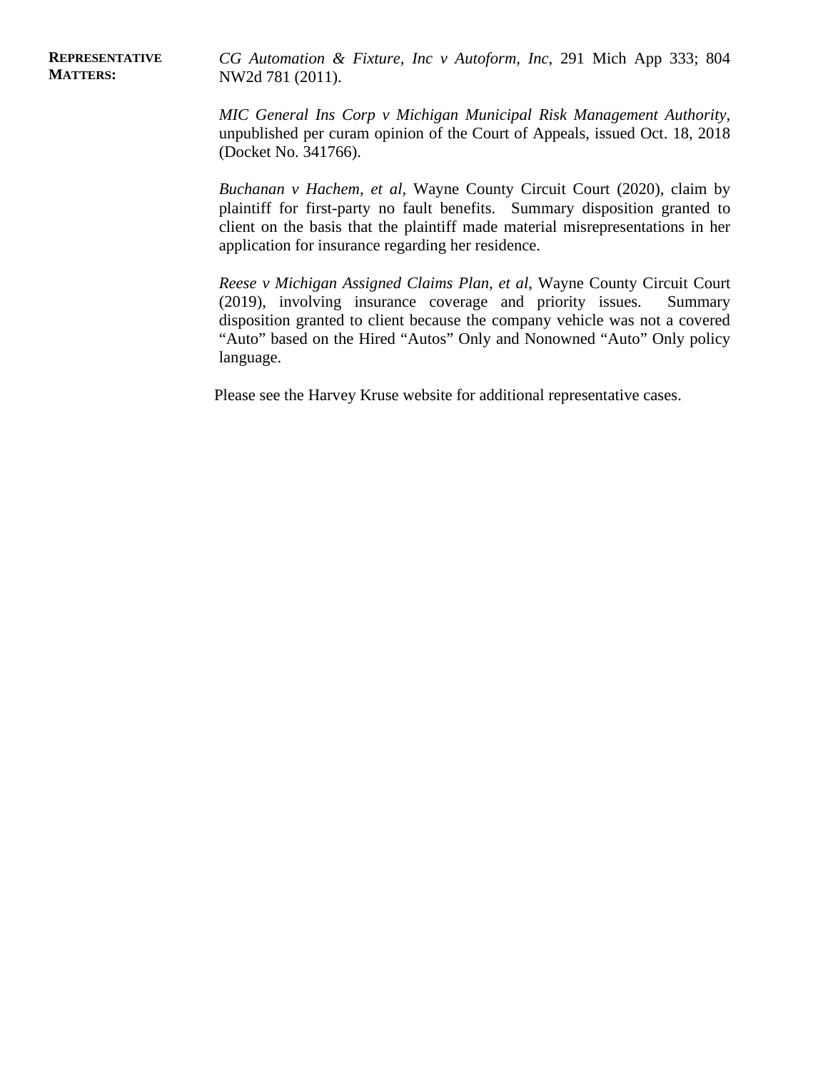**REPRESENTATIVE MATTERS:**

*CG Automation & Fixture, Inc v Autoform, Inc*, 291 Mich App 333; 804 NW2d 781 (2011).

*MIC General Ins Corp v Michigan Municipal Risk Management Authority*, unpublished per curam opinion of the Court of Appeals, issued Oct. 18, 2018 (Docket No. 341766).

*Buchanan v Hachem, et al,* Wayne County Circuit Court (2020), claim by plaintiff for first-party no fault benefits. Summary disposition granted to client on the basis that the plaintiff made material misrepresentations in her application for insurance regarding her residence.

*Reese v Michigan Assigned Claims Plan, et al*, Wayne County Circuit Court (2019), involving insurance coverage and priority issues. Summary disposition granted to client because the company vehicle was not a covered "Auto" based on the Hired "Autos" Only and Nonowned "Auto" Only policy language.

Please see the Harvey Kruse website for additional representative cases.